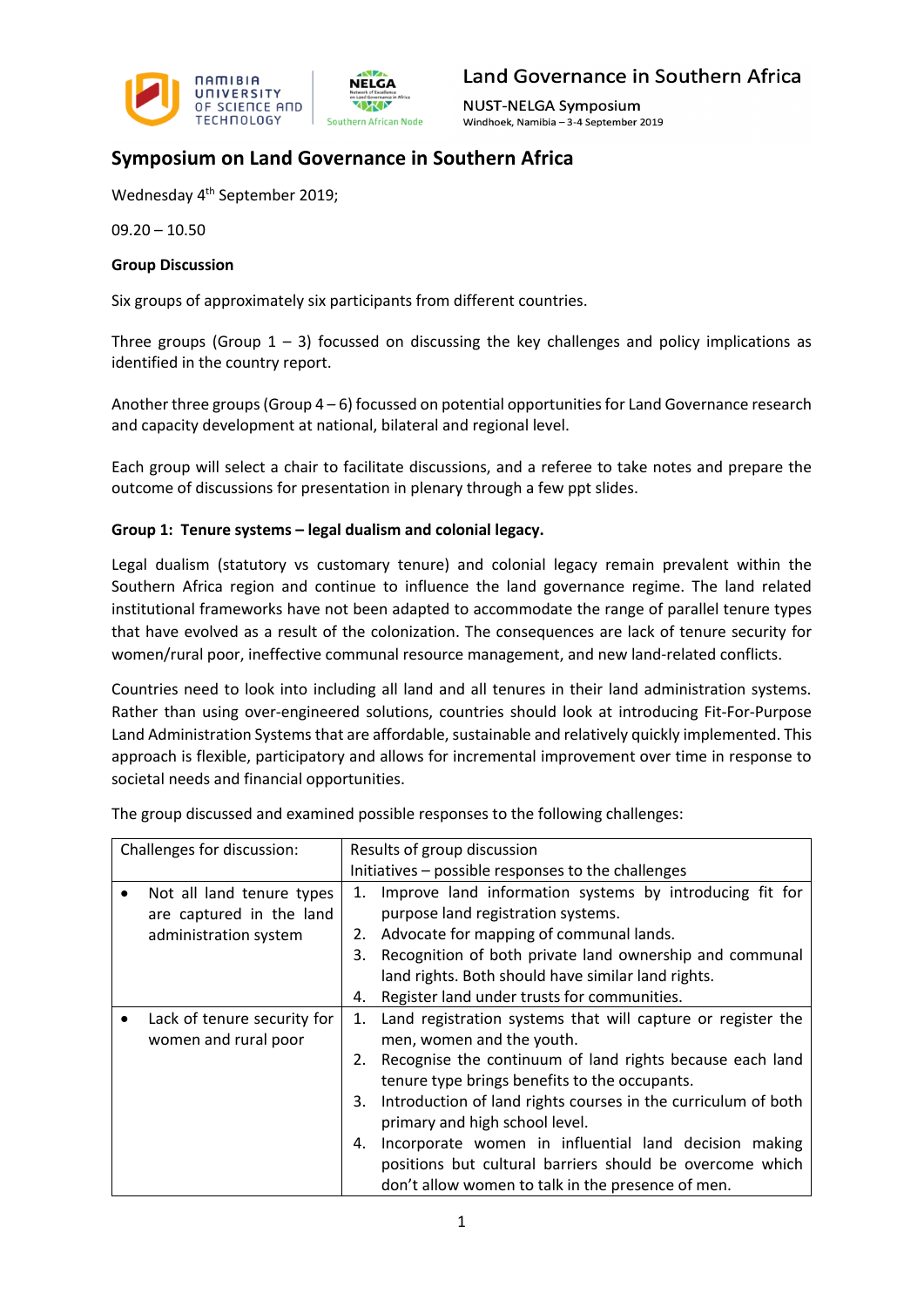# Symposium on Land Governance in Southern Africa

Wednesday 4th September 2019;

09.20 – 10.50

**Group Discussion**

Six groups of approximately six participants from different countries.

Three groups (Group 1 – 3) focussed on discussing the key challenges and policy implications as identified in the country report.

Another three groups (Group 4 – 6) focussed on potential opportunities for Land Governance research and capacity development at national, bilateral and regional level.

Each group will select a chair to facilitate discussions, and a referee to take notes and prepare the outcome of discussions for presentation in plenary through a few ppt slides.

**Group 1: Tenure systems – legal dualism and colonial legacy.**

Legal dualism (statutory vs customary tenure) and colonial legacy remain prevalent within the Southern Africa region and continue to influence the land governance regime. The land related institutional frameworks have not been adapted to accommodate the range of parallel tenure types that have evolved as a result of the colonization. The consequences are lack of tenure security for women/rural poor, ineffective communal resource management, and new land-related conflicts.

Countries need to look into including all land and all tenures in their land administration systems. Rather than using over-engineered solutions, countries should look at introducing Fit-For-Purpose Land Administration Systems that are affordable, sustainable and relatively quickly implemented. This approach is flexible, participatory and allows for incremental improvement over time in response to societal needs and financial opportunities.

The group discussed and examined possible responses to the following challenges:

| Challenges for discussion: | Results of group discussion<br>Initiatives – possible responses to the challenges |
|---|---|
| • Not all land tenure types are captured in the land administration system | 1. Improve land information systems by introducing fit for purpose land registration systems.<br>2. Advocate for mapping of communal lands.<br>3. Recognition of both private land ownership and communal land rights. Both should have similar land rights.<br>4. Register land under trusts for communities. |
| • Lack of tenure security for women and rural poor | 1. Land registration systems that will capture or register the men, women and the youth.<br>2. Recognise the continuum of land rights because each land tenure type brings benefits to the occupants.<br>3. Introduction of land rights courses in the curriculum of both primary and high school level.<br>4. Incorporate women in influential land decision making positions but cultural barriers should be overcome which don't allow women to talk in the presence of men. |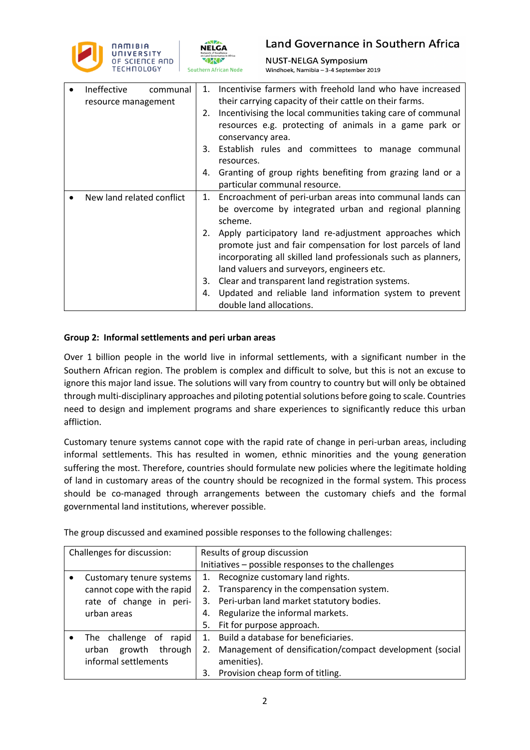| | |
|---|---|
| • Ineffective communal resource management | 1. Incentivise farmers with freehold land who have increased their carrying capacity of their cattle on their farms.<br>2. Incentivising the local communities taking care of communal resources e.g. protecting of animals in a game park or conservancy area.<br>3. Establish rules and committees to manage communal resources.<br>4. Granting of group rights benefiting from grazing land or a particular communal resource. |
| • New land related conflict | 1. Encroachment of peri-urban areas into communal lands can be overcome by integrated urban and regional planning scheme.<br>2. Apply participatory land re-adjustment approaches which promote just and fair compensation for lost parcels of land incorporating all skilled land professionals such as planners, land valuers and surveyors, engineers etc.<br>3. Clear and transparent land registration systems.<br>4. Updated and reliable land information system to prevent double land allocations. |

**Group 2: Informal settlements and peri urban areas**

Over 1 billion people in the world live in informal settlements, with a significant number in the Southern African region. The problem is complex and difficult to solve, but this is not an excuse to ignore this major land issue. The solutions will vary from country to country but will only be obtained through multi-disciplinary approaches and piloting potential solutions before going to scale. Countries need to design and implement programs and share experiences to significantly reduce this urban affliction.

Customary tenure systems cannot cope with the rapid rate of change in peri-urban areas, including informal settlements. This has resulted in women, ethnic minorities and the young generation suffering the most. Therefore, countries should formulate new policies where the legitimate holding of land in customary areas of the country should be recognized in the formal system. This process should be co-managed through arrangements between the customary chiefs and the formal governmental land institutions, wherever possible.

The group discussed and examined possible responses to the following challenges:

| Challenges for discussion: | Results of group discussion<br>Initiatives – possible responses to the challenges |
|---|---|
| • Customary tenure systems cannot cope with the rapid rate of change in peri-urban areas | 1. Recognize customary land rights.<br>2. Transparency in the compensation system.<br>3. Peri-urban land market statutory bodies.<br>4. Regularize the informal markets.<br>5. Fit for purpose approach. |
| • The challenge of rapid urban growth through informal settlements | 1. Build a database for beneficiaries.<br>2. Management of densification/compact development (social amenities).<br>3. Provision cheap form of titling. |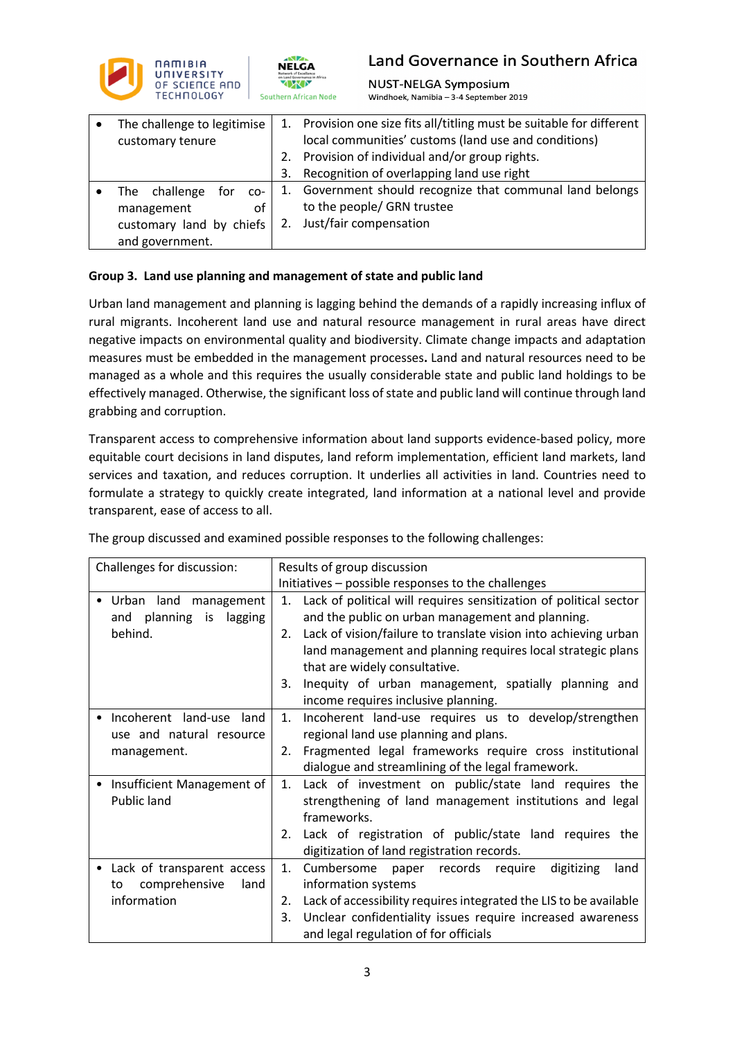| | |
|---|---|
| • The challenge to legitimise customary tenure | 1. Provision one size fits all/titling must be suitable for different local communities' customs (land use and conditions)<br>2. Provision of individual and/or group rights.<br>3. Recognition of overlapping land use right |
| • The challenge for co-management of customary land by chiefs and government. | 1. Government should recognize that communal land belongs to the people/ GRN trustee<br>2. Just/fair compensation |

**Group 3. Land use planning and management of state and public land**

Urban land management and planning is lagging behind the demands of a rapidly increasing influx of rural migrants. Incoherent land use and natural resource management in rural areas have direct negative impacts on environmental quality and biodiversity. Climate change impacts and adaptation measures must be embedded in the management processes**.** Land and natural resources need to be managed as a whole and this requires the usually considerable state and public land holdings to be effectively managed. Otherwise, the significant loss of state and public land will continue through land grabbing and corruption.

Transparent access to comprehensive information about land supports evidence-based policy, more equitable court decisions in land disputes, land reform implementation, efficient land markets, land services and taxation, and reduces corruption. It underlies all activities in land. Countries need to formulate a strategy to quickly create integrated, land information at a national level and provide transparent, ease of access to all.

The group discussed and examined possible responses to the following challenges:

| Challenges for discussion: | Results of group discussion<br>Initiatives – possible responses to the challenges |
|---|---|
| • Urban land management and planning is lagging behind. | 1. Lack of political will requires sensitization of political sector and the public on urban management and planning.<br>2. Lack of vision/failure to translate vision into achieving urban land management and planning requires local strategic plans that are widely consultative.<br>3. Inequity of urban management, spatially planning and income requires inclusive planning. |
| • Incoherent land-use land use and natural resource management. | 1. Incoherent land-use requires us to develop/strengthen regional land use planning and plans.<br>2. Fragmented legal frameworks require cross institutional dialogue and streamlining of the legal framework. |
| • Insufficient Management of Public land | 1. Lack of investment on public/state land requires the strengthening of land management institutions and legal frameworks.<br>2. Lack of registration of public/state land requires the digitization of land registration records. |
| • Lack of transparent access to comprehensive land information | 1. Cumbersome paper records require digitizing land information systems<br>2. Lack of accessibility requires integrated the LIS to be available<br>3. Unclear confidentiality issues require increased awareness and legal regulation of for officials |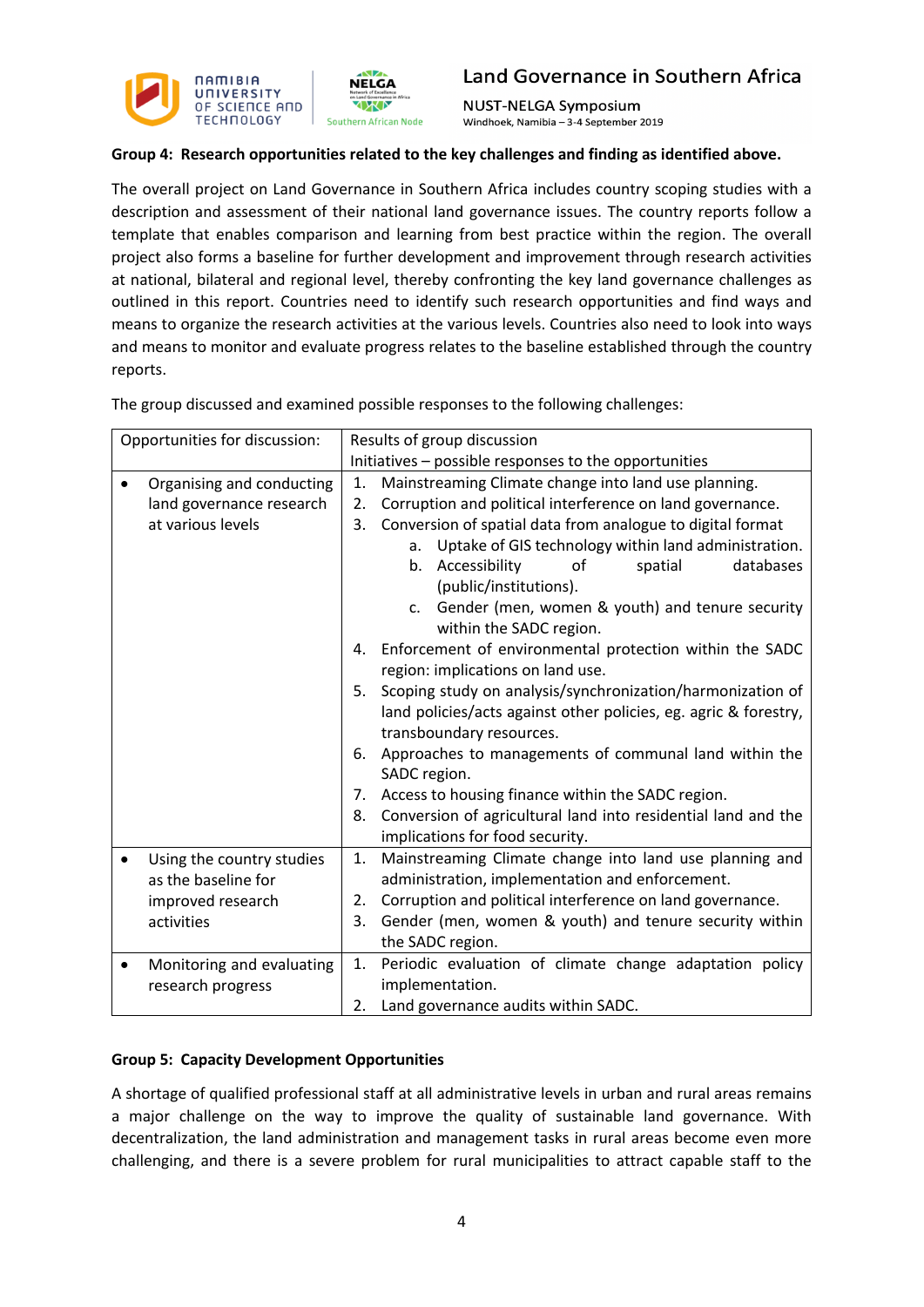**Group 4: Research opportunities related to the key challenges and finding as identified above.**

The overall project on Land Governance in Southern Africa includes country scoping studies with a description and assessment of their national land governance issues. The country reports follow a template that enables comparison and learning from best practice within the region. The overall project also forms a baseline for further development and improvement through research activities at national, bilateral and regional level, thereby confronting the key land governance challenges as outlined in this report. Countries need to identify such research opportunities and find ways and means to organize the research activities at the various levels. Countries also need to look into ways and means to monitor and evaluate progress relates to the baseline established through the country reports.

The group discussed and examined possible responses to the following challenges:

| Opportunities for discussion: | Results of group discussion<br>Initiatives – possible responses to the opportunities |
|---|---|
| • Organising and conducting land governance research at various levels | 1. Mainstreaming Climate change into land use planning.<br>2. Corruption and political interference on land governance.<br>3. Conversion of spatial data from analogue to digital format<br>a. Uptake of GIS technology within land administration.<br>b. Accessibility of spatial databases (public/institutions).<br>c. Gender (men, women & youth) and tenure security within the SADC region.<br>4. Enforcement of environmental protection within the SADC region: implications on land use.<br>5. Scoping study on analysis/synchronization/harmonization of land policies/acts against other policies, eg. agric & forestry, transboundary resources.<br>6. Approaches to managements of communal land within the SADC region.<br>7. Access to housing finance within the SADC region.<br>8. Conversion of agricultural land into residential land and the implications for food security. |
| • Using the country studies as the baseline for improved research activities | 1. Mainstreaming Climate change into land use planning and administration, implementation and enforcement.<br>2. Corruption and political interference on land governance.<br>3. Gender (men, women & youth) and tenure security within the SADC region. |
| • Monitoring and evaluating research progress | 1. Periodic evaluation of climate change adaptation policy implementation.<br>2. Land governance audits within SADC. |

**Group 5: Capacity Development Opportunities**

A shortage of qualified professional staff at all administrative levels in urban and rural areas remains a major challenge on the way to improve the quality of sustainable land governance. With decentralization, the land administration and management tasks in rural areas become even more challenging, and there is a severe problem for rural municipalities to attract capable staff to the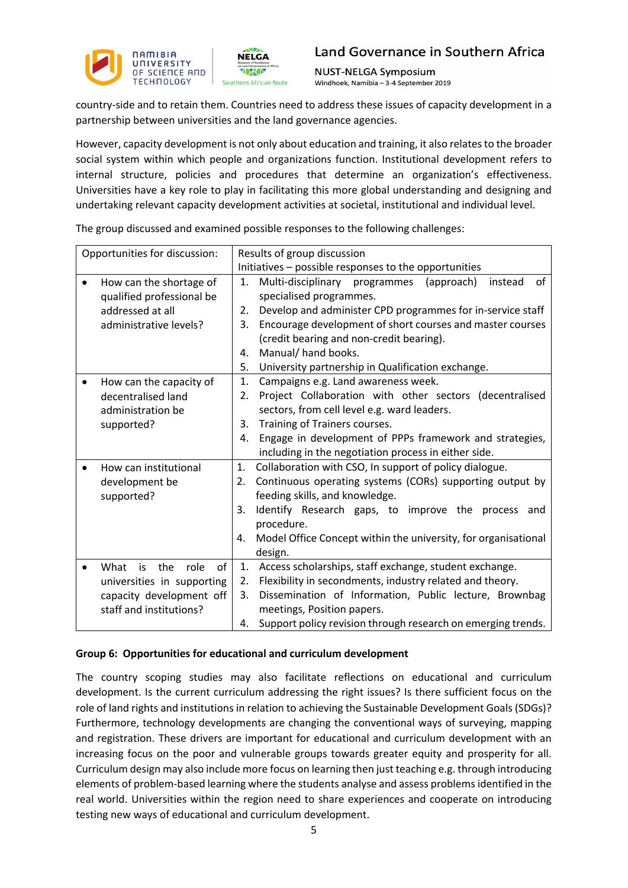country-side and to retain them. Countries need to address these issues of capacity development in a partnership between universities and the land governance agencies.

However, capacity development is not only about education and training, it also relates to the broader social system within which people and organizations function. Institutional development refers to internal structure, policies and procedures that determine an organization's effectiveness. Universities have a key role to play in facilitating this more global understanding and designing and undertaking relevant capacity development activities at societal, institutional and individual level.

The group discussed and examined possible responses to the following challenges:

| Opportunities for discussion: | Results of group discussion<br>Initiatives – possible responses to the opportunities |
|---|---|
| • How can the shortage of qualified professional be addressed at all administrative levels? | 1. Multi-disciplinary programmes (approach) instead of specialised programmes.<br>2. Develop and administer CPD programmes for in-service staff<br>3. Encourage development of short courses and master courses (credit bearing and non-credit bearing).<br>4. Manual/ hand books.<br>5. University partnership in Qualification exchange. |
| • How can the capacity of decentralised land administration be supported? | 1. Campaigns e.g. Land awareness week.<br>2. Project Collaboration with other sectors (decentralised sectors, from cell level e.g. ward leaders.<br>3. Training of Trainers courses.<br>4. Engage in development of PPPs framework and strategies, including in the negotiation process in either side. |
| • How can institutional development be supported? | 1. Collaboration with CSO, In support of policy dialogue.<br>2. Continuous operating systems (CORs) supporting output by feeding skills, and knowledge.<br>3. Identify Research gaps, to improve the process and procedure.<br>4. Model Office Concept within the university, for organisational design. |
| • What is the role of universities in supporting capacity development off staff and institutions? | 1. Access scholarships, staff exchange, student exchange.<br>2. Flexibility in secondments, industry related and theory.<br>3. Dissemination of Information, Public lecture, Brownbag meetings, Position papers.<br>4. Support policy revision through research on emerging trends. |

**Group 6: Opportunities for educational and curriculum development**

The country scoping studies may also facilitate reflections on educational and curriculum development. Is the current curriculum addressing the right issues? Is there sufficient focus on the role of land rights and institutions in relation to achieving the Sustainable Development Goals (SDGs)? Furthermore, technology developments are changing the conventional ways of surveying, mapping and registration. These drivers are important for educational and curriculum development with an increasing focus on the poor and vulnerable groups towards greater equity and prosperity for all. Curriculum design may also include more focus on learning then just teaching e.g. through introducing elements of problem-based learning where the students analyse and assess problems identified in the real world. Universities within the region need to share experiences and cooperate on introducing testing new ways of educational and curriculum development.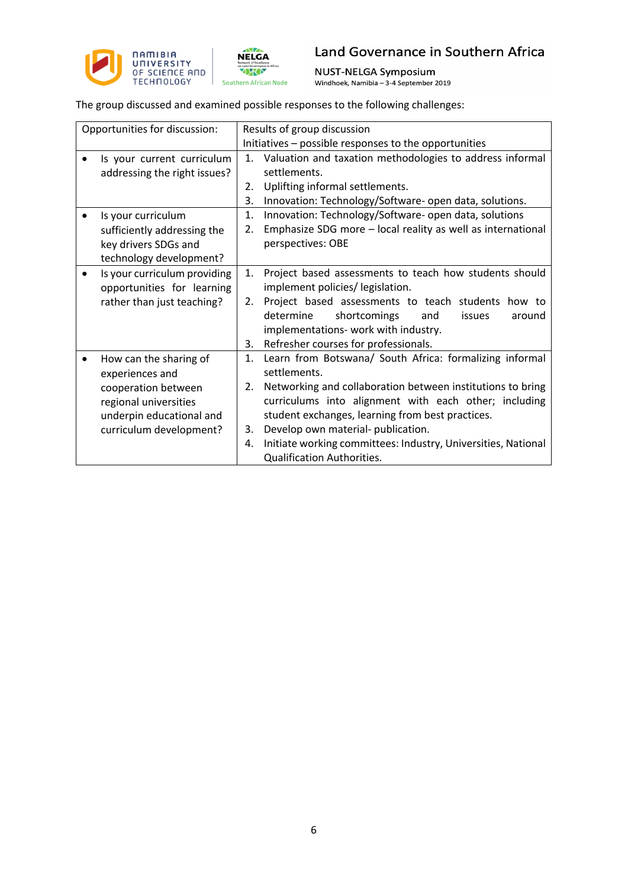The group discussed and examined possible responses to the following challenges:

| Opportunities for discussion: | Results of group discussion<br>Initiatives – possible responses to the opportunities |
|---|---|
| • Is your current curriculum addressing the right issues? | 1. Valuation and taxation methodologies to address informal settlements.<br>2. Uplifting informal settlements.<br>3. Innovation: Technology/Software- open data, solutions. |
| • Is your curriculum sufficiently addressing the key drivers SDGs and technology development? | 1. Innovation: Technology/Software- open data, solutions<br>2. Emphasize SDG more – local reality as well as international perspectives: OBE |
| • Is your curriculum providing opportunities for learning rather than just teaching? | 1. Project based assessments to teach how students should implement policies/ legislation.<br>2. Project based assessments to teach students how to determine shortcomings and issues around implementations- work with industry.<br>3. Refresher courses for professionals. |
| • How can the sharing of experiences and cooperation between regional universities underpin educational and curriculum development? | 1. Learn from Botswana/ South Africa: formalizing informal settlements.<br>2. Networking and collaboration between institutions to bring curriculums into alignment with each other; including student exchanges, learning from best practices.<br>3. Develop own material- publication.<br>4. Initiate working committees: Industry, Universities, National Qualification Authorities. |